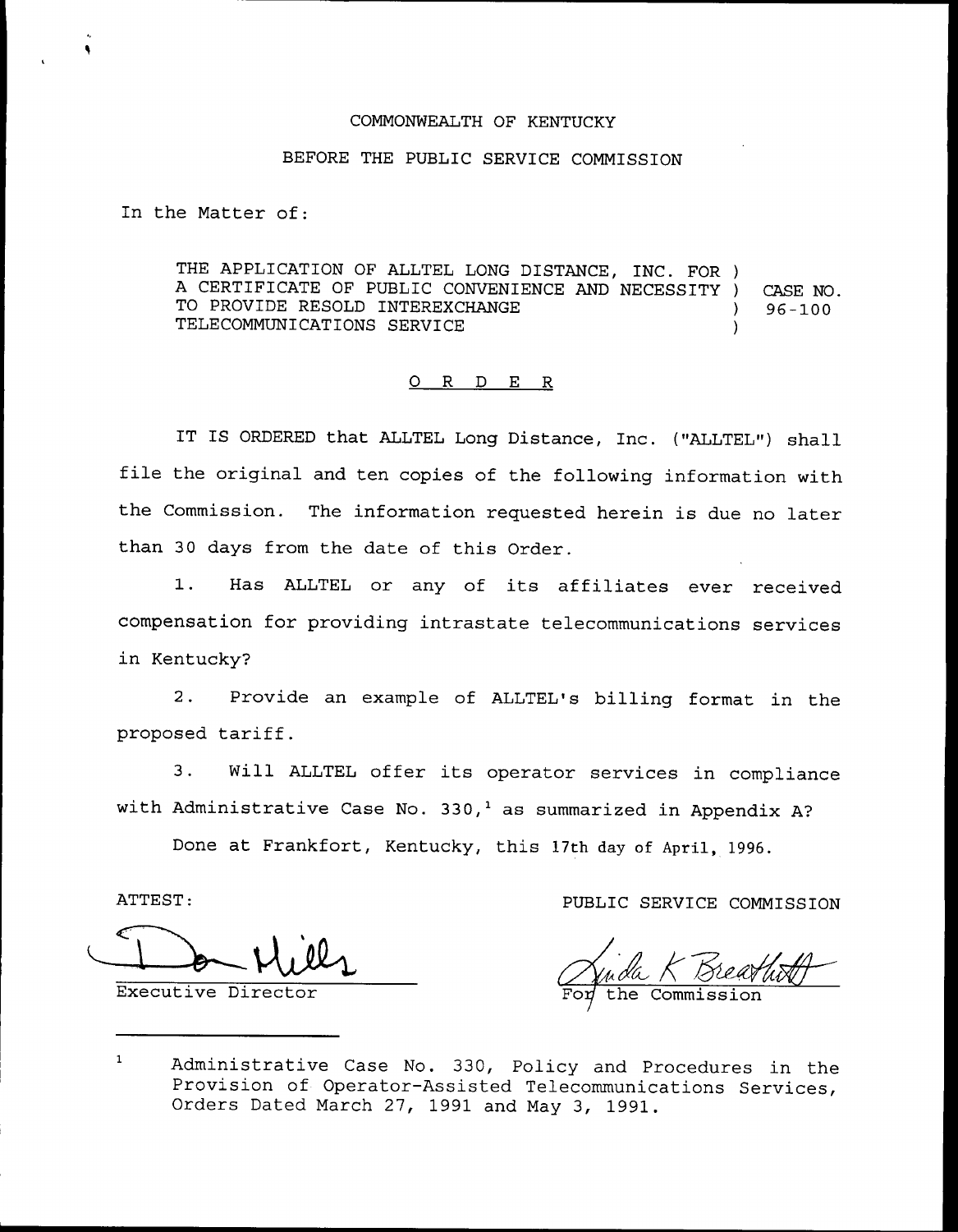COMMONWEALTH OF KENTUCKY

BEFORE THE PUBLIC SERVICE COMMISSION

In the Matter of:

| | | |
|---|---|---|
| THE APPLICATION OF ALLTEL LONG DISTANCE, INC. FOR A CERTIFICATE OF PUBLIC CONVENIENCE AND NECESSITY TO PROVIDE RESOLD INTEREXCHANGE TELECOMMUNICATIONS SERVICE | ) ) ) ) | CASE NO. 96-100 |

## O R D E R

IT IS ORDERED that ALLTEL Long Distance, Inc. ("ALLTEL") shall file the original and ten copies of the following information with the Commission. The information requested herein is due no later than 30 days from the date of this Order.

1. Has ALLTEL or any of its affiliates ever received compensation for providing intrastate telecommunications services in Kentucky?

2. Provide an example of ALLTEL's billing format in the proposed tariff.

3. Will ALLTEL offer its operator services in compliance with Administrative Case No. 330,[1] as summarized in Appendix A?

Done at Frankfort, Kentucky, this 17th day of April, 1996.

ATTEST:

Executive Director

PUBLIC SERVICE COMMISSION

For the Commission

[1] Administrative Case No. 330, Policy and Procedures in the Provision of Operator-Assisted Telecommunications Services, Orders Dated March 27, 1991 and May 3, 1991.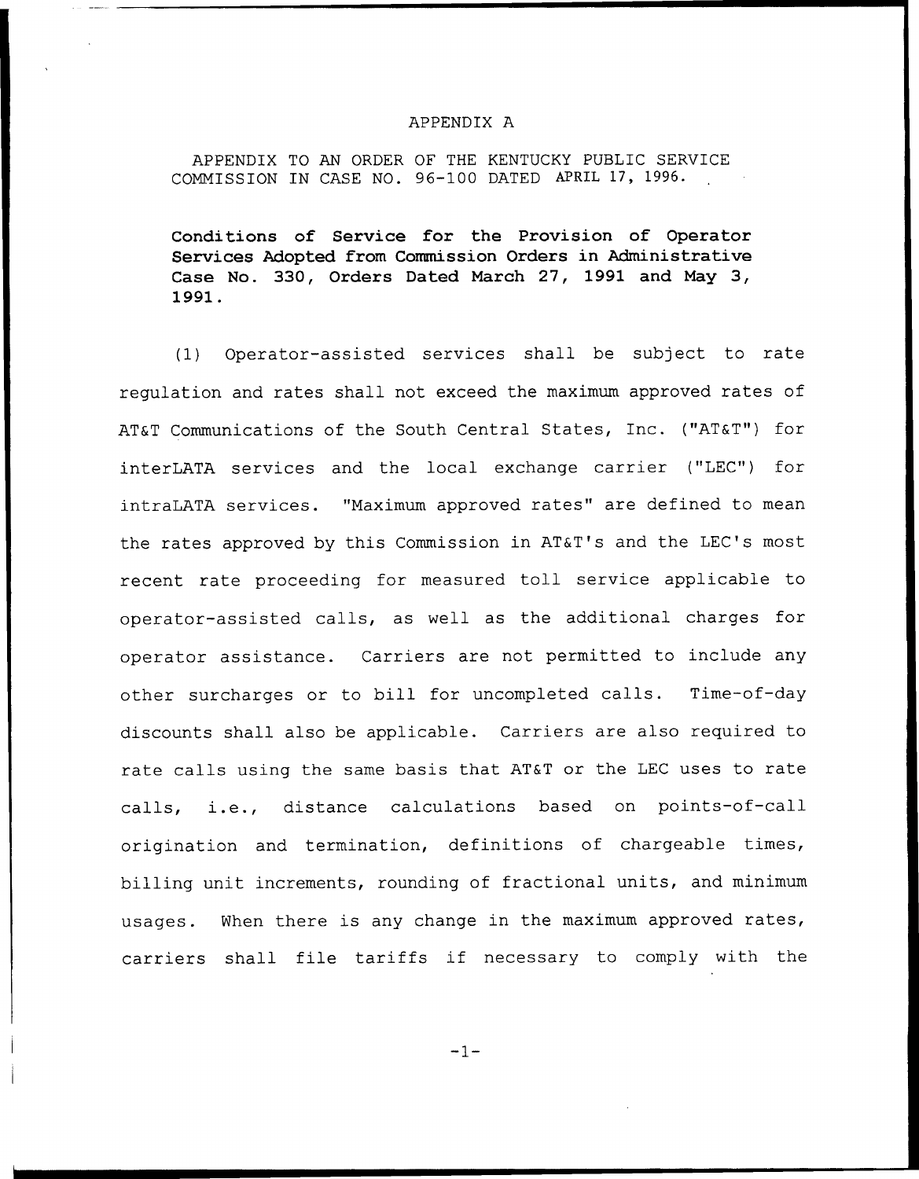APPENDIX A

APPENDIX TO AN ORDER OF THE KENTUCKY PUBLIC SERVICE COMMISSION IN CASE NO. 96-100 DATED APRIL 17, 1996.

**Conditions of Service for the Provision of Operator Services Adopted from Commission Orders in Administrative Case No. 330, Orders Dated March 27, 1991 and May 3, 1991.**

(1) Operator-assisted services shall be subject to rate regulation and rates shall not exceed the maximum approved rates of AT&T Communications of the South Central States, Inc. ("AT&T") for interLATA services and the local exchange carrier ("LEC") for intraLATA services. "Maximum approved rates" are defined to mean the rates approved by this Commission in AT&T's and the LEC's most recent rate proceeding for measured toll service applicable to operator-assisted calls, as well as the additional charges for operator assistance. Carriers are not permitted to include any other surcharges or to bill for uncompleted calls. Time-of-day discounts shall also be applicable. Carriers are also required to rate calls using the same basis that AT&T or the LEC uses to rate calls, i.e., distance calculations based on points-of-call origination and termination, definitions of chargeable times, billing unit increments, rounding of fractional units, and minimum usages. When there is any change in the maximum approved rates, carriers shall file tariffs if necessary to comply with the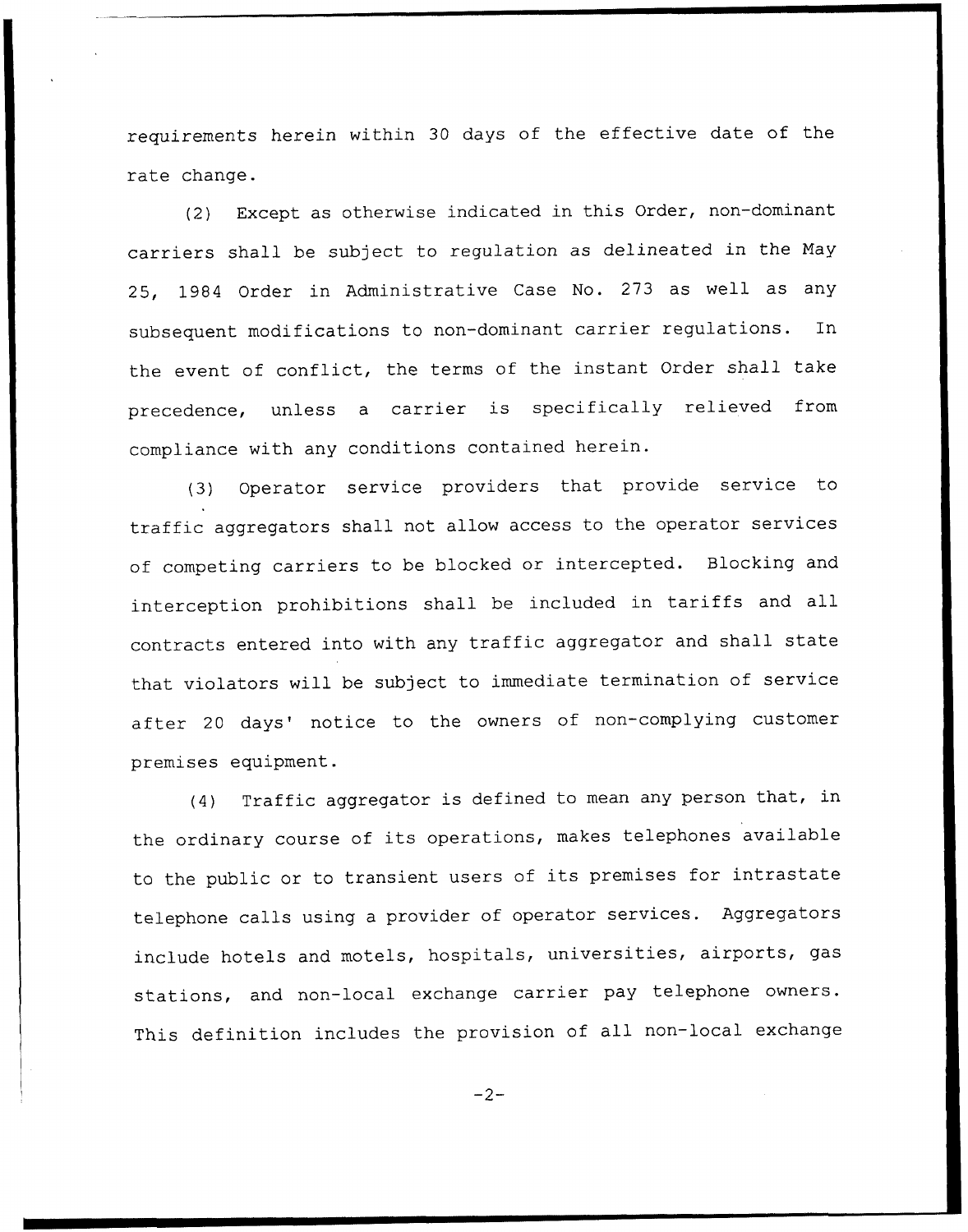requirements herein within 30 days of the effective date of the rate change.

(2) Except as otherwise indicated in this Order, non-dominant carriers shall be subject to regulation as delineated in the May 25, 1984 Order in Administrative Case No. 273 as well as any subsequent modifications to non-dominant carrier regulations. In the event of conflict, the terms of the instant Order shall take precedence, unless a carrier is specifically relieved from compliance with any conditions contained herein.

(3) Operator service providers that provide service to traffic aggregators shall not allow access to the operator services of competing carriers to be blocked or intercepted. Blocking and interception prohibitions shall be included in tariffs and all contracts entered into with any traffic aggregator and shall state that violators will be subject to immediate termination of service after 20 days' notice to the owners of non-complying customer premises equipment.

(4) Traffic aggregator is defined to mean any person that, in the ordinary course of its operations, makes telephones available to the public or to transient users of its premises for intrastate telephone calls using a provider of operator services. Aggregators include hotels and motels, hospitals, universities, airports, gas stations, and non-local exchange carrier pay telephone owners. This definition includes the provision of all non-local exchange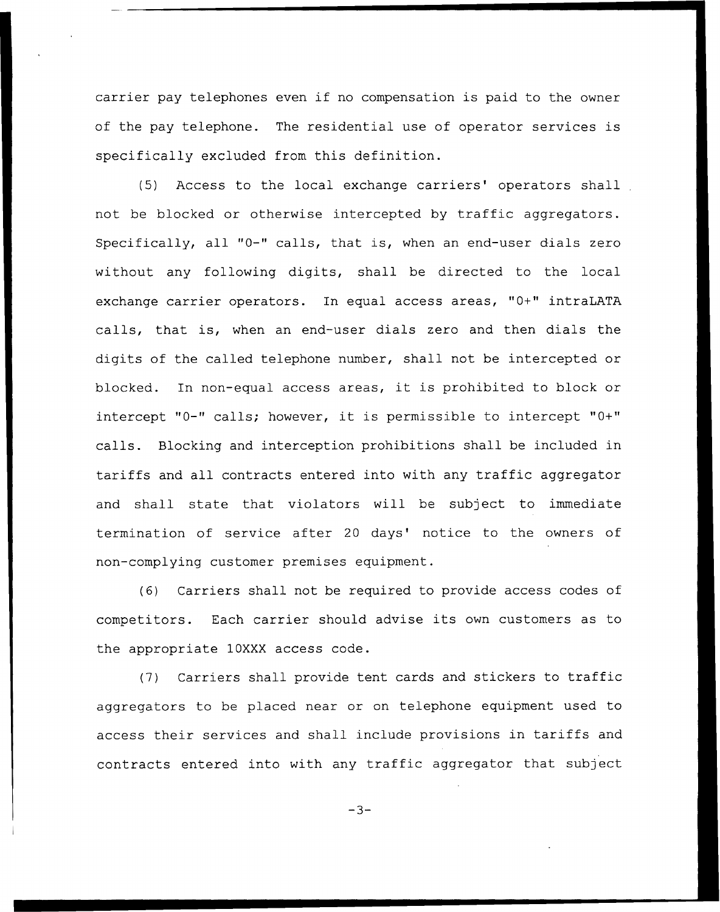carrier pay telephones even if no compensation is paid to the owner of the pay telephone. The residential use of operator services is specifically excluded from this definition.

(5) Access to the local exchange carriers' operators shall not be blocked or otherwise intercepted by traffic aggregators. Specifically, all "0-" calls, that is, when an end-user dials zero without any following digits, shall be directed to the local exchange carrier operators. In equal access areas, "0+" intraLATA calls, that is, when an end-user dials zero and then dials the digits of the called telephone number, shall not be intercepted or blocked. In non-equal access areas, it is prohibited to block or intercept "0-" calls; however, it is permissible to intercept "0+" calls. Blocking and interception prohibitions shall be included in tariffs and all contracts entered into with any traffic aggregator and shall state that violators will be subject to immediate termination of service after 20 days' notice to the owners of non-complying customer premises equipment.

(6) Carriers shall not be required to provide access codes of competitors. Each carrier should advise its own customers as to the appropriate 10XXX access code.

(7) Carriers shall provide tent cards and stickers to traffic aggregators to be placed near or on telephone equipment used to access their services and shall include provisions in tariffs and contracts entered into with any traffic aggregator that subject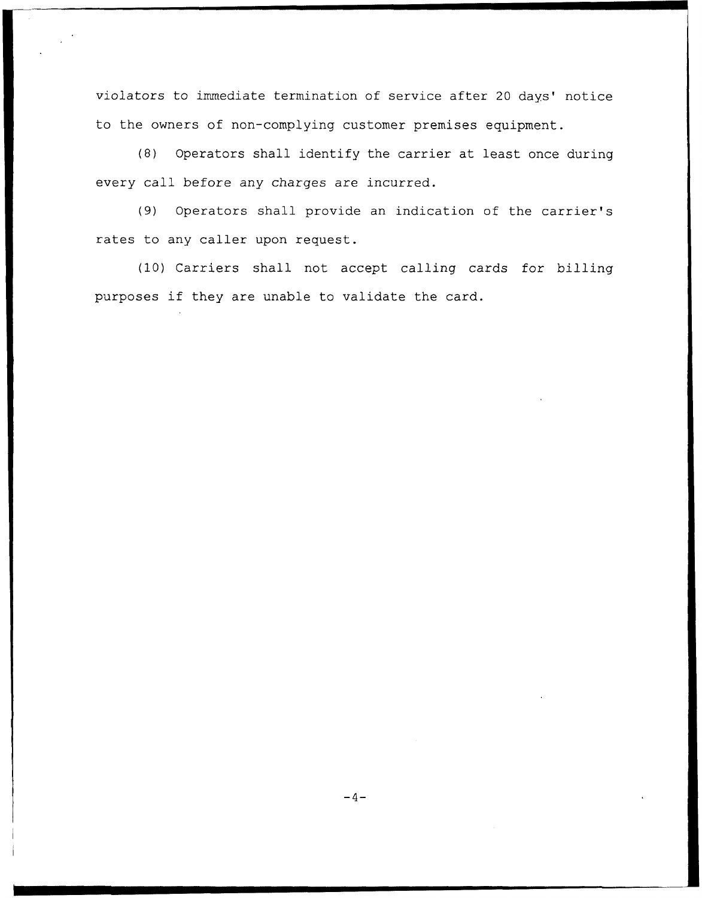violators to immediate termination of service after 20 days' notice to the owners of non-complying customer premises equipment.

(8) Operators shall identify the carrier at least once during every call before any charges are incurred.

(9) Operators shall provide an indication of the carrier's rates to any caller upon request.

(10) Carriers shall not accept calling cards for billing purposes if they are unable to validate the card.